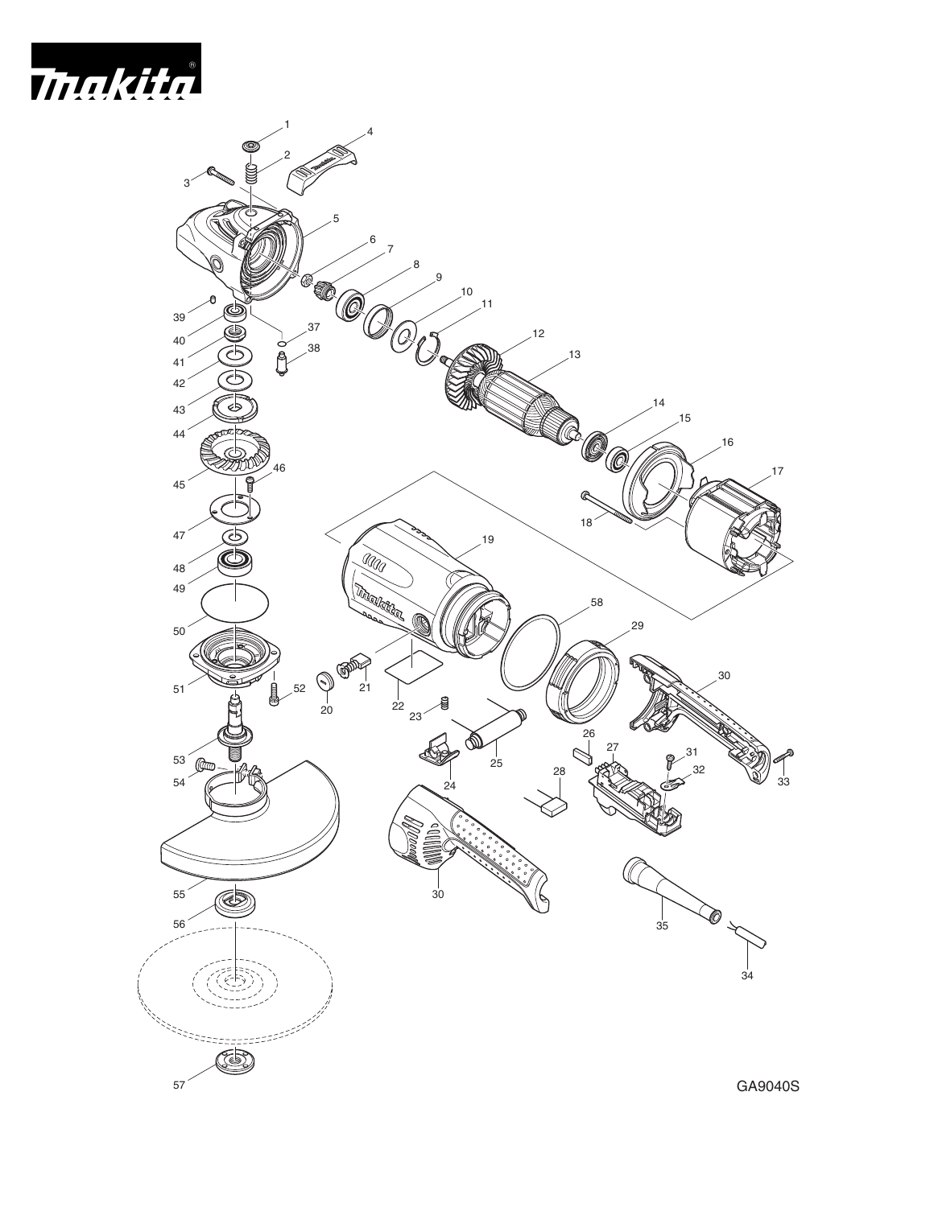GA9040S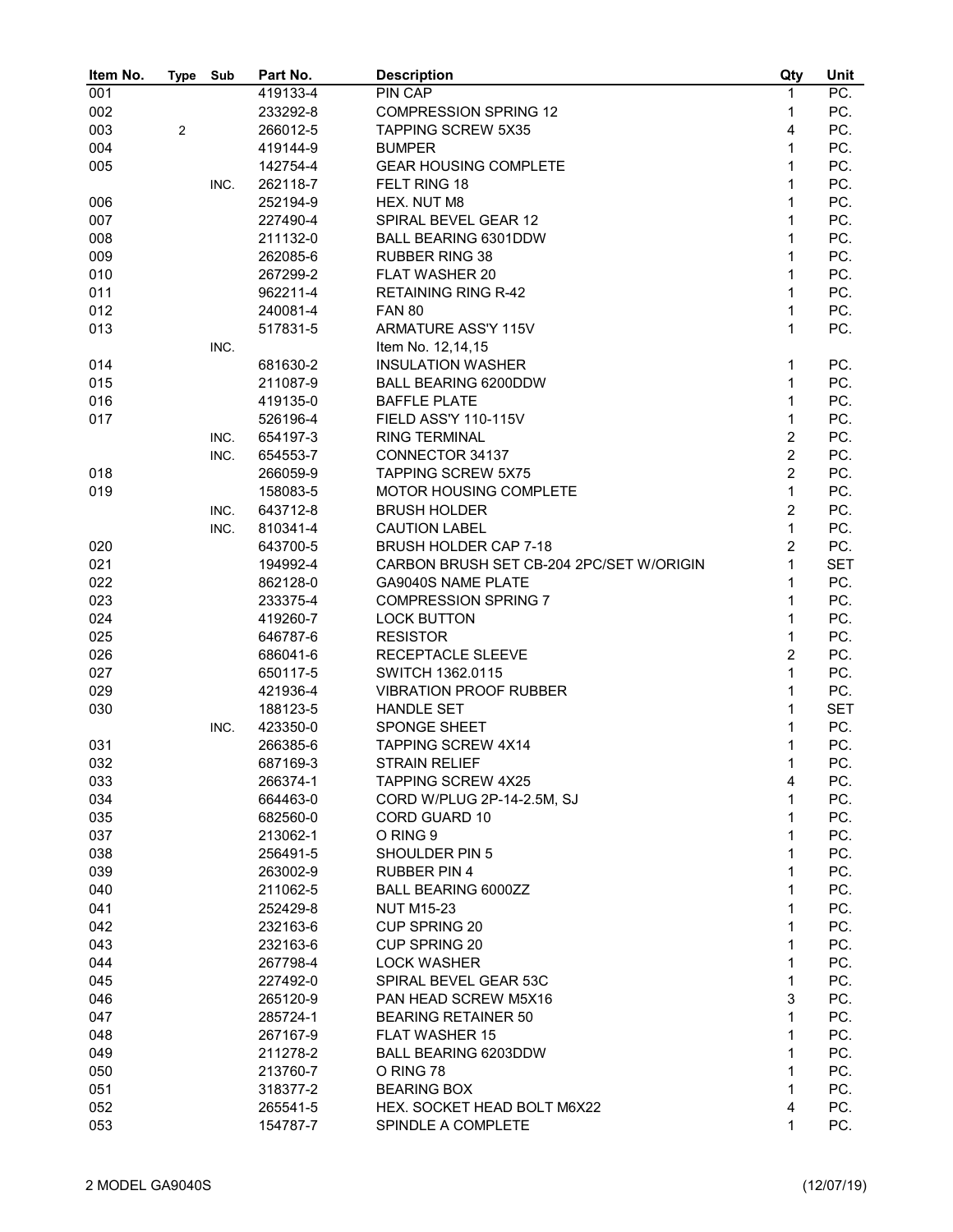| Item No. | Type | Sub | Part No. | Description | Qty | Unit |
|---|---|---|---|---|---|---|
| 001 | | | 419133-4 | PIN CAP | 1 | PC. |
| 002 | | | 233292-8 | COMPRESSION SPRING 12 | 1 | PC. |
| 003 | 2 | | 266012-5 | TAPPING SCREW 5X35 | 4 | PC. |
| 004 | | | 419144-9 | BUMPER | 1 | PC. |
| 005 | | | 142754-4 | GEAR HOUSING COMPLETE | 1 | PC. |
| | | INC. | 262118-7 | FELT RING 18 | 1 | PC. |
| 006 | | | 252194-9 | HEX. NUT M8 | 1 | PC. |
| 007 | | | 227490-4 | SPIRAL BEVEL GEAR 12 | 1 | PC. |
| 008 | | | 211132-0 | BALL BEARING 6301DDW | 1 | PC. |
| 009 | | | 262085-6 | RUBBER RING 38 | 1 | PC. |
| 010 | | | 267299-2 | FLAT WASHER 20 | 1 | PC. |
| 011 | | | 962211-4 | RETAINING RING R-42 | 1 | PC. |
| 012 | | | 240081-4 | FAN 80 | 1 | PC. |
| 013 | | | 517831-5 | ARMATURE ASS'Y 115V | 1 | PC. |
| | | INC. | | Item No. 12,14,15 | | |
| 014 | | | 681630-2 | INSULATION WASHER | 1 | PC. |
| 015 | | | 211087-9 | BALL BEARING 6200DDW | 1 | PC. |
| 016 | | | 419135-0 | BAFFLE PLATE | 1 | PC. |
| 017 | | | 526196-4 | FIELD ASS'Y 110-115V | 1 | PC. |
| | | INC. | 654197-3 | RING TERMINAL | 2 | PC. |
| | | INC. | 654553-7 | CONNECTOR 34137 | 2 | PC. |
| 018 | | | 266059-9 | TAPPING SCREW 5X75 | 2 | PC. |
| 019 | | | 158083-5 | MOTOR HOUSING COMPLETE | 1 | PC. |
| | | INC. | 643712-8 | BRUSH HOLDER | 2 | PC. |
| | | INC. | 810341-4 | CAUTION LABEL | 1 | PC. |
| 020 | | | 643700-5 | BRUSH HOLDER CAP 7-18 | 2 | PC. |
| 021 | | | 194992-4 | CARBON BRUSH SET CB-204 2PC/SET W/ORIGIN | 1 | SET |
| 022 | | | 862128-0 | GA9040S NAME PLATE | 1 | PC. |
| 023 | | | 233375-4 | COMPRESSION SPRING 7 | 1 | PC. |
| 024 | | | 419260-7 | LOCK BUTTON | 1 | PC. |
| 025 | | | 646787-6 | RESISTOR | 1 | PC. |
| 026 | | | 686041-6 | RECEPTACLE SLEEVE | 2 | PC. |
| 027 | | | 650117-5 | SWITCH 1362.0115 | 1 | PC. |
| 029 | | | 421936-4 | VIBRATION PROOF RUBBER | 1 | PC. |
| 030 | | | 188123-5 | HANDLE SET | 1 | SET |
| | | INC. | 423350-0 | SPONGE SHEET | 1 | PC. |
| 031 | | | 266385-6 | TAPPING SCREW 4X14 | 1 | PC. |
| 032 | | | 687169-3 | STRAIN RELIEF | 1 | PC. |
| 033 | | | 266374-1 | TAPPING SCREW 4X25 | 4 | PC. |
| 034 | | | 664463-0 | CORD W/PLUG 2P-14-2.5M, SJ | 1 | PC. |
| 035 | | | 682560-0 | CORD GUARD 10 | 1 | PC. |
| 037 | | | 213062-1 | O RING 9 | 1 | PC. |
| 038 | | | 256491-5 | SHOULDER PIN 5 | 1 | PC. |
| 039 | | | 263002-9 | RUBBER PIN 4 | 1 | PC. |
| 040 | | | 211062-5 | BALL BEARING 6000ZZ | 1 | PC. |
| 041 | | | 252429-8 | NUT M15-23 | 1 | PC. |
| 042 | | | 232163-6 | CUP SPRING 20 | 1 | PC. |
| 043 | | | 232163-6 | CUP SPRING 20 | 1 | PC. |
| 044 | | | 267798-4 | LOCK WASHER | 1 | PC. |
| 045 | | | 227492-0 | SPIRAL BEVEL GEAR 53C | 1 | PC. |
| 046 | | | 265120-9 | PAN HEAD SCREW M5X16 | 3 | PC. |
| 047 | | | 285724-1 | BEARING RETAINER 50 | 1 | PC. |
| 048 | | | 267167-9 | FLAT WASHER 15 | 1 | PC. |
| 049 | | | 211278-2 | BALL BEARING 6203DDW | 1 | PC. |
| 050 | | | 213760-7 | O RING 78 | 1 | PC. |
| 051 | | | 318377-2 | BEARING BOX | 1 | PC. |
| 052 | | | 265541-5 | HEX. SOCKET HEAD BOLT M6X22 | 4 | PC. |
| 053 | | | 154787-7 | SPINDLE A COMPLETE | 1 | PC. |

2 MODEL GA9040S (12/07/19)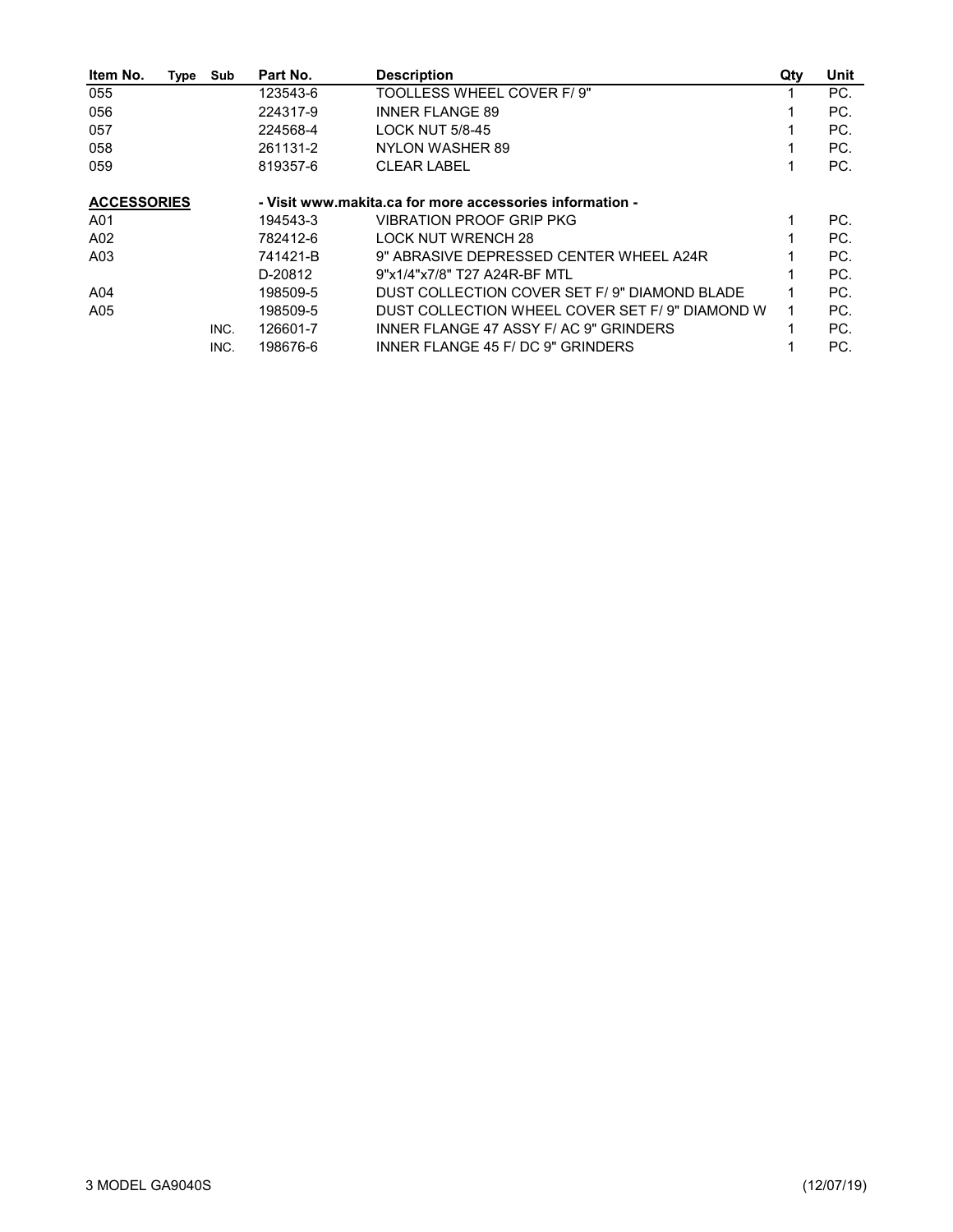| Item No. | Type | Sub | Part No. | Description | Qty | Unit |
|---|---|---|---|---|---|---|
| 055 | | | 123543-6 | TOOLLESS WHEEL COVER F/ 9" | 1 | PC. |
| 056 | | | 224317-9 | INNER FLANGE 89 | 1 | PC. |
| 057 | | | 224568-4 | LOCK NUT 5/8-45 | 1 | PC. |
| 058 | | | 261131-2 | NYLON WASHER 89 | 1 | PC. |
| 059 | | | 819357-6 | CLEAR LABEL | 1 | PC. |
| **ACCESSORIES** | | | | **- Visit www.makita.ca for more accessories information -** | | |
| A01 | | | 194543-3 | VIBRATION PROOF GRIP PKG | 1 | PC. |
| A02 | | | 782412-6 | LOCK NUT WRENCH 28 | 1 | PC. |
| A03 | | | 741421-B | 9" ABRASIVE DEPRESSED CENTER WHEEL A24R | 1 | PC. |
| | | | D-20812 | 9"x1/4"x7/8" T27 A24R-BF MTL | 1 | PC. |
| A04 | | | 198509-5 | DUST COLLECTION COVER SET F/ 9" DIAMOND BLADE | 1 | PC. |
| A05 | | | 198509-5 | DUST COLLECTION WHEEL COVER SET F/ 9" DIAMOND W | 1 | PC. |
| | | INC. | 126601-7 | INNER FLANGE 47 ASSY F/ AC 9" GRINDERS | 1 | PC. |
| | | INC. | 198676-6 | INNER FLANGE 45 F/ DC 9" GRINDERS | 1 | PC. |